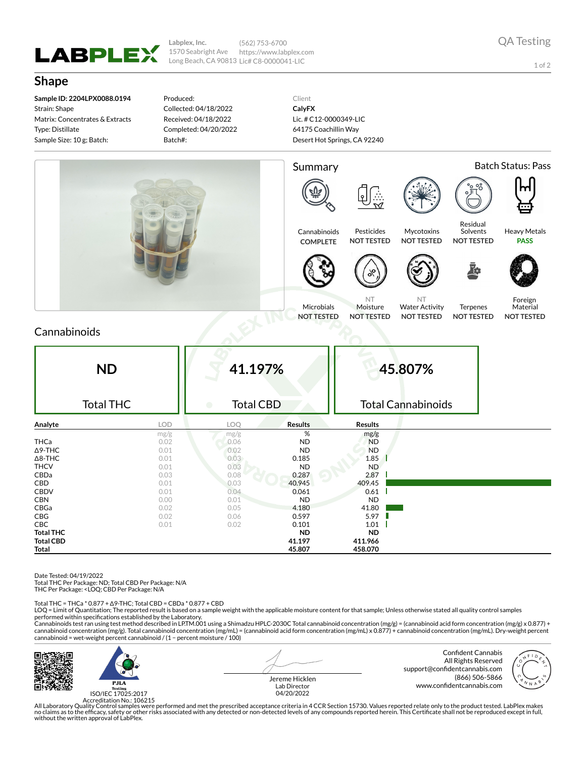**LABPLEX**

Labplex, Inc.
1570 Seabright Ave
Long Beach, CA 90813

(562) 753-6700
https://www.labplex.com
Lic# C8-0000041-LIC

QA Testing

# Shape

**Sample ID: 2204LPX0088.0194**
Strain: Shape
Matrix: Concentrates & Extracts
Type: Distillate
Sample Size: 10 g; Batch:

Produced:
Collected: 04/18/2022
Received: 04/18/2022
Completed: 04/20/2022
Batch#:

Client
**CalyFX**
Lic. # C12-0000349-LIC
64175 Coachillin Way
Desert Hot Springs, CA 92240

## Summary

Batch Status: Pass

| Cannabinoids | Pesticides | Mycotoxins | Residual Solvents | Heavy Metals |
|---|---|---|---|---|
| COMPLETE | NOT TESTED | NOT TESTED | NOT TESTED | PASS |

| Microbials | Moisture | Water Activity | Terpenes | Foreign Material |
|---|---|---|---|---|
| NOT TESTED | NT NOT TESTED | NT NOT TESTED | NOT TESTED | NOT TESTED |

## Cannabinoids

| ND | 41.197% | 45.807% |
|---|---|---|
| Total THC | Total CBD | Total Cannabinoids |

| Analyte | LOD | LOQ | Results | Results |
|---|---|---|---|---|
| | mg/g | mg/g | % | mg/g |
| THCa | 0.02 | 0.06 | ND | ND |
| Δ9-THC | 0.01 | 0.02 | ND | ND |
| Δ8-THC | 0.01 | 0.03 | 0.185 | 1.85 |
| THCV | 0.01 | 0.03 | ND | ND |
| CBDa | 0.03 | 0.08 | 0.287 | 2.87 |
| CBD | 0.01 | 0.03 | 40.945 | 409.45 |
| CBDV | 0.01 | 0.04 | 0.061 | 0.61 |
| CBN | 0.00 | 0.01 | ND | ND |
| CBGa | 0.02 | 0.05 | 4.180 | 41.80 |
| CBG | 0.02 | 0.06 | 0.597 | 5.97 |
| CBC | 0.01 | 0.02 | 0.101 | 1.01 |
| **Total THC** | | | **ND** | **ND** |
| **Total CBD** | | | **41.197** | **411.966** |
| **Total** | | | **45.807** | **458.070** |

Date Tested: 04/19/2022
Total THC Per Package: ND; Total CBD Per Package: N/A
THC Per Package: <LOQ; CBD Per Package: N/A

Total THC = THCa * 0.877 + Δ9-THC; Total CBD = CBDa * 0.877 + CBD
LOQ = Limit of Quantitation; The reported result is based on a sample weight with the applicable moisture content for that sample; Unless otherwise stated all quality control samples performed within specifications established by the Laboratory.
Cannabinoids test ran using test method described in LP.TM.001 using a Shimadzu HPLC-2030C Total cannabinoid concentration (mg/g) = (cannabinoid acid form concentration (mg/g) x 0.877) + cannabinoid concentration (mg/g). Total cannabinoid concentration (mg/mL) = (cannabinoid acid form concentration (mg/mL) x 0.877) + cannabinoid concentration (mg/mL). Dry-weight percent cannabinoid = wet-weight percent cannabinoid / (1 − percent moisture / 100)

PJLA Testing
ISO/IEC 17025:2017
Accreditation No.: 106215

Jereme Hicklen
Lab Director
04/20/2022

Confident Cannabis
All Rights Reserved
support@confidentcannabis.com
(866) 506-5866
www.confidentcannabis.com

All Laboratory Quality Control samples were performed and met the prescribed acceptance criteria in 4 CCR Section 15730. Values reported relate only to the product tested. LabPlex makes no claims as to the efficacy, safety or other risks associated with any detected or non-detected levels of any compounds reported herein. This Certificate shall not be reproduced except in full, without the written approval of LabPlex.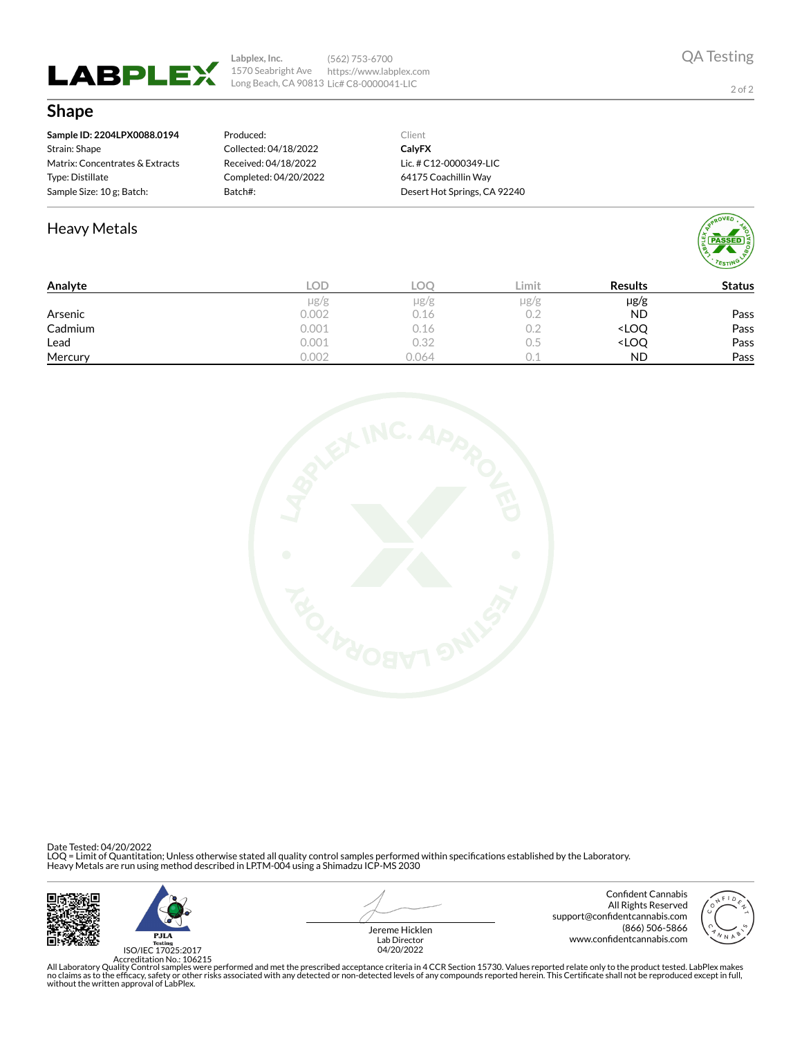**LABPLEX**

Labplex, Inc.
1570 Seabright Ave
Long Beach, CA 90813

(562) 753-6700
https://www.labplex.com
Lic# C8-0000041-LIC

QA Testing

# Shape

| | | |
|---|---|---|
| **Sample ID: 2204LPX0088.0194** | Produced: | Client |
| Strain: Shape | Collected: 04/18/2022 | **CalyFX** |
| Matrix: Concentrates & Extracts | Received: 04/18/2022 | Lic. # C12-0000349-LIC |
| Type: Distillate | Completed: 04/20/2022 | 64175 Coachillin Way |
| Sample Size: 10 g; Batch: | Batch#: | Desert Hot Springs, CA 92240 |

## Heavy Metals

PASSED

| Analyte | LOD | LOQ | Limit | Results | Status |
|---|---|---|---|---|---|
| | μg/g | μg/g | μg/g | μg/g | |
| Arsenic | 0.002 | 0.16 | 0.2 | ND | Pass |
| Cadmium | 0.001 | 0.16 | 0.2 | <LOQ | Pass |
| Lead | 0.001 | 0.32 | 0.5 | <LOQ | Pass |
| Mercury | 0.002 | 0.064 | 0.1 | ND | Pass |

Date Tested: 04/20/2022
LOQ = Limit of Quantitation; Unless otherwise stated all quality control samples performed within specifications established by the Laboratory.
Heavy Metals are run using method described in LP.TM-004 using a Shimadzu ICP-MS 2030

PJLA Testing
ISO/IEC 17025:2017
Accreditation No.: 106215

Jereme Hicklen
Lab Director
04/20/2022

Confident Cannabis
All Rights Reserved
support@confidentcannabis.com
(866) 506-5866
www.confidentcannabis.com

All Laboratory Quality Control samples were performed and met the prescribed acceptance criteria in 4 CCR Section 15730. Values reported relate only to the product tested. LabPlex makes no claims as to the efficacy, safety or other risks associated with any detected or non-detected levels of any compounds reported herein. This Certificate shall not be reproduced except in full, without the written approval of LabPlex.